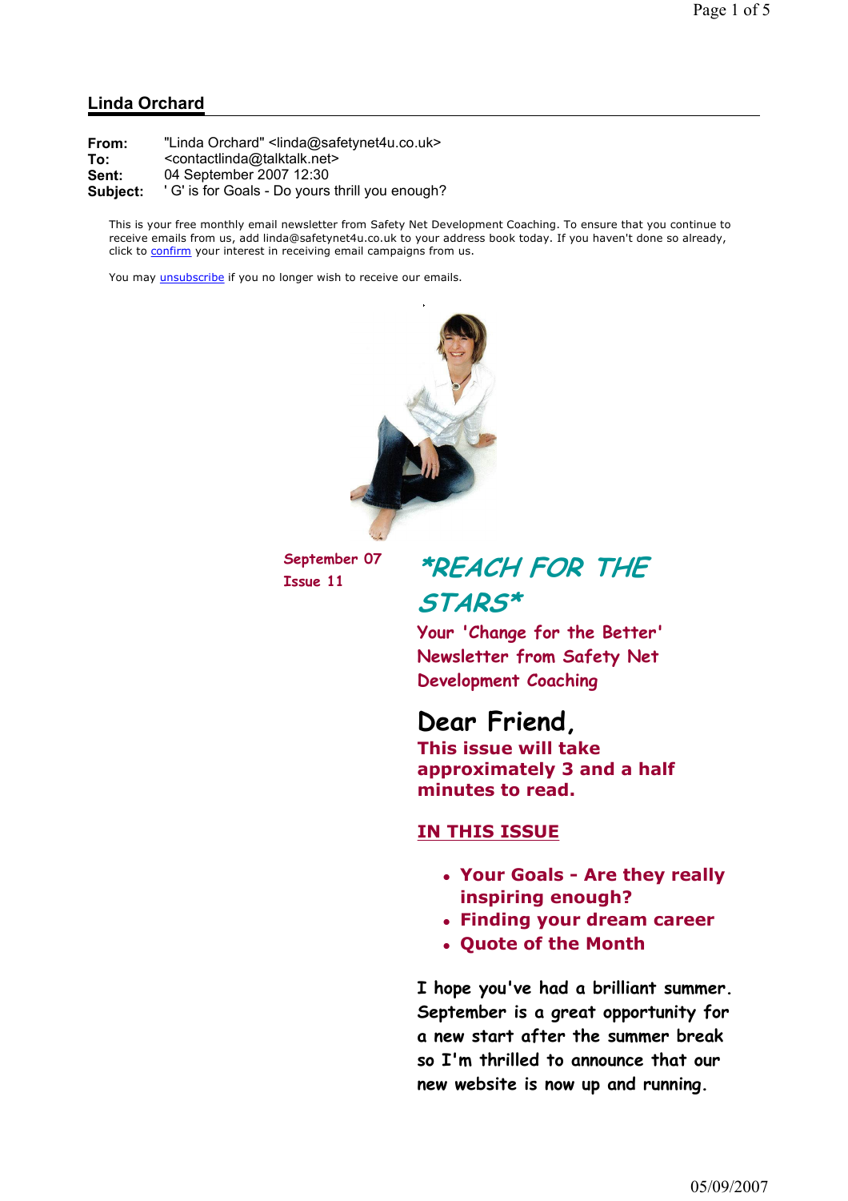## Linda Orchard

**From:** "Linda Orchard" <linda@safetynet4u.co.uk>
**To:** <contactlinda@talktalk.net>
**Sent:** 04 September 2007 12:30
**Subject:** ' G' is for Goals - Do yours thrill you enough?

This is your free monthly email newsletter from Safety Net Development Coaching. To ensure that you continue to receive emails from us, add linda@safetynet4u.co.uk to your address book today. If you haven't done so already, click to confirm your interest in receiving email campaigns from us.

You may unsubscribe if you no longer wish to receive our emails.

September 07
Issue 11

# *REACH FOR THE STARS*

**Your 'Change for the Better' Newsletter from Safety Net Development Coaching**

## Dear Friend,

**This issue will take approximately 3 and a half minutes to read.**

**IN THIS ISSUE**

- **Your Goals - Are they really inspiring enough?**
- **Finding your dream career**
- **Quote of the Month**

I hope you've had a brilliant summer. September is a great opportunity for a new start after the summer break so I'm thrilled to announce that our new website is now up and running.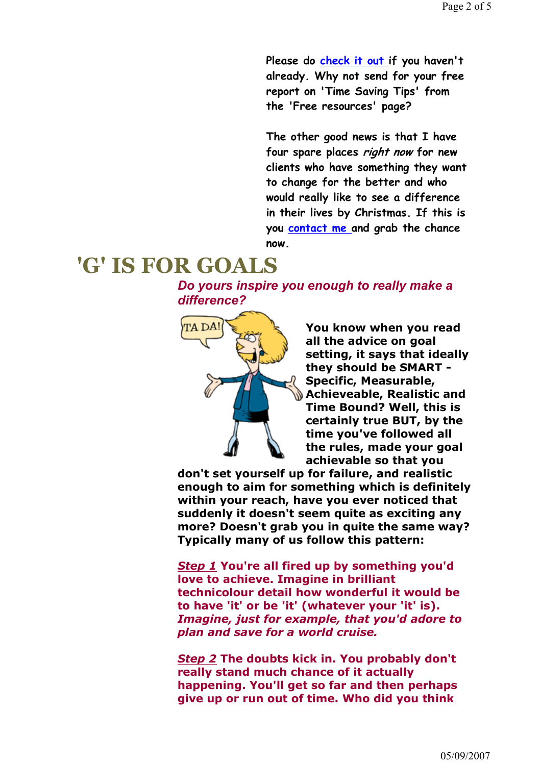Please do check it out if you haven't already. Why not send for your free report on 'Time Saving Tips' from the 'Free resources' page?

The other good news is that I have four spare places *right now* for new clients who have something they want to change for the better and who would really like to see a difference in their lives by Christmas. If this is you contact me and grab the chance now.

# 'G' IS FOR GOALS

***Do yours inspire you enough to really make a difference?***

**You know when you read all the advice on goal setting, it says that ideally they should be SMART - Specific, Measurable, Achieveable, Realistic and Time Bound? Well, this is certainly true BUT, by the time you've followed all the rules, made your goal achievable so that you don't set yourself up for failure, and realistic enough to aim for something which is definitely within your reach, have you ever noticed that suddenly it doesn't seem quite as exciting any more? Doesn't grab you in quite the same way? Typically many of us follow this pattern:**

***Step 1*** **You're all fired up by something you'd love to achieve. Imagine in brilliant technicolour detail how wonderful it would be to have 'it' or be 'it' (whatever your 'it' is).** ***Imagine, just for example, that you'd adore to plan and save for a world cruise.***

***Step 2*** **The doubts kick in. You probably don't really stand much chance of it actually happening. You'll get so far and then perhaps give up or run out of time. Who did you think**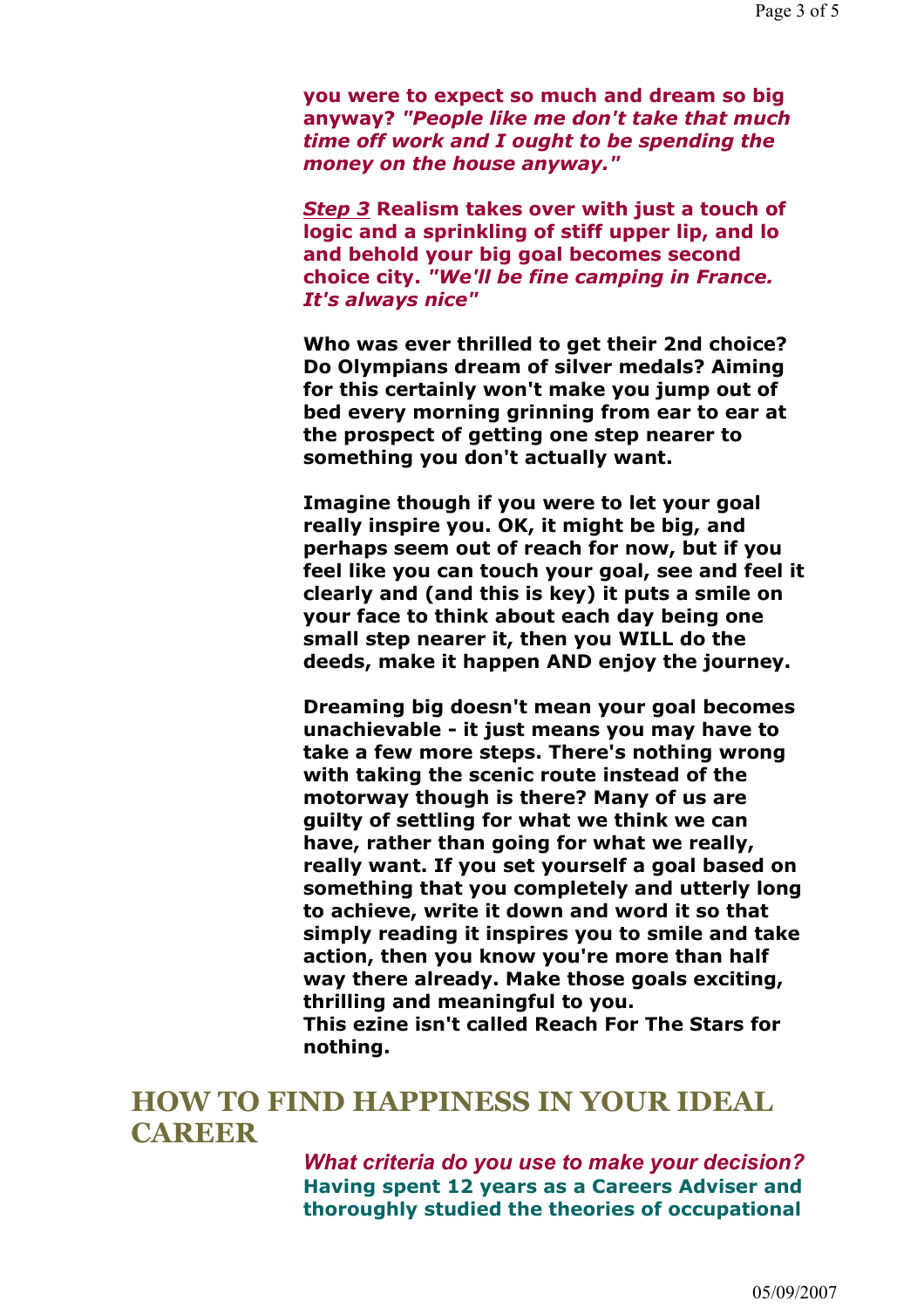**you were to expect so much and dream so big anyway? *"People like me don't take that much time off work and I ought to be spending the money on the house anyway."***

***Step 3*** **Realism takes over with just a touch of logic and a sprinkling of stiff upper lip, and lo and behold your big goal becomes second choice city. *"We'll be fine camping in France. It's always nice"***

**Who was ever thrilled to get their 2nd choice? Do Olympians dream of silver medals? Aiming for this certainly won't make you jump out of bed every morning grinning from ear to ear at the prospect of getting one step nearer to something you don't actually want.**

**Imagine though if you were to let your goal really inspire you. OK, it might be big, and perhaps seem out of reach for now, but if you feel like you can touch your goal, see and feel it clearly and (and this is key) it puts a smile on your face to think about each day being one small step nearer it, then you WILL do the deeds, make it happen AND enjoy the journey.**

**Dreaming big doesn't mean your goal becomes unachievable - it just means you may have to take a few more steps. There's nothing wrong with taking the scenic route instead of the motorway though is there? Many of us are guilty of settling for what we think we can have, rather than going for what we really, really want. If you set yourself a goal based on something that you completely and utterly long to achieve, write it down and word it so that simply reading it inspires you to smile and take action, then you know you're more than half way there already. Make those goals exciting, thrilling and meaningful to you.**
**This ezine isn't called Reach For The Stars for nothing.**

## HOW TO FIND HAPPINESS IN YOUR IDEAL CAREER

***What criteria do you use to make your decision?***
**Having spent 12 years as a Careers Adviser and thoroughly studied the theories of occupational**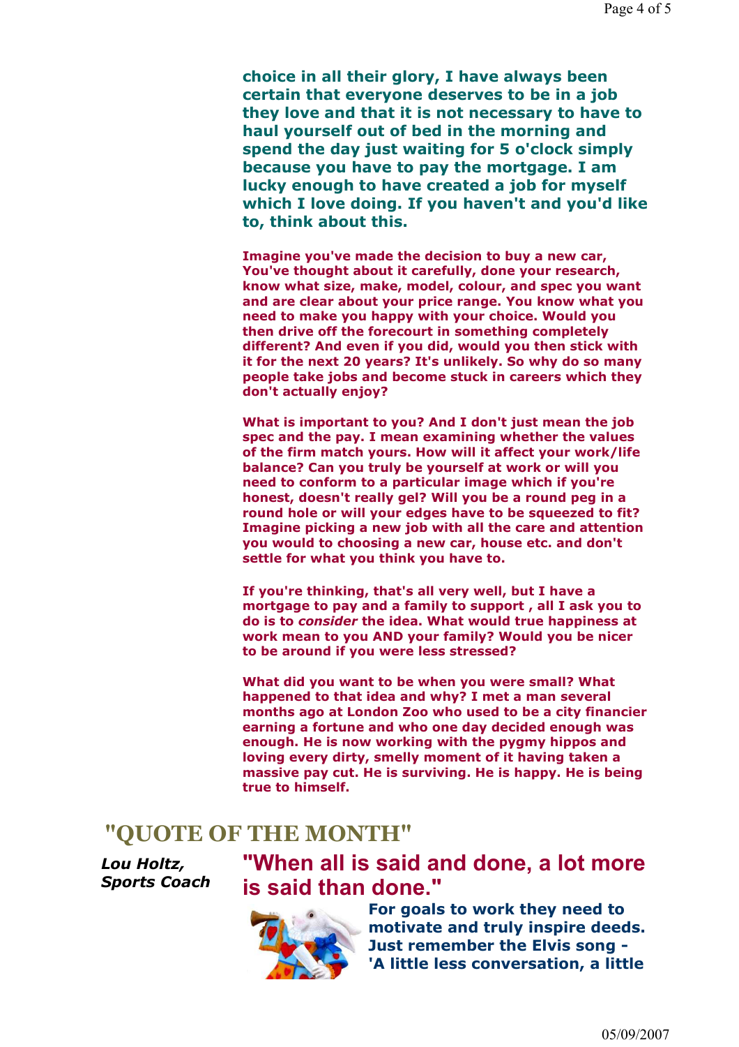**choice in all their glory, I have always been certain that everyone deserves to be in a job they love and that it is not necessary to have to haul yourself out of bed in the morning and spend the day just waiting for 5 o'clock simply because you have to pay the mortgage. I am lucky enough to have created a job for myself which I love doing. If you haven't and you'd like to, think about this.**

**Imagine you've made the decision to buy a new car, You've thought about it carefully, done your research, know what size, make, model, colour, and spec you want and are clear about your price range. You know what you need to make you happy with your choice. Would you then drive off the forecourt in something completely different? And even if you did, would you then stick with it for the next 20 years? It's unlikely. So why do so many people take jobs and become stuck in careers which they don't actually enjoy?**

**What is important to you? And I don't just mean the job spec and the pay. I mean examining whether the values of the firm match yours. How will it affect your work/life balance? Can you truly be yourself at work or will you need to conform to a particular image which if you're honest, doesn't really gel? Will you be a round peg in a round hole or will your edges have to be squeezed to fit? Imagine picking a new job with all the care and attention you would to choosing a new car, house etc. and don't settle for what you think you have to.**

**If you're thinking, that's all very well, but I have a mortgage to pay and a family to support , all I ask you to do is to *consider* the idea. What would true happiness at work mean to you AND your family? Would you be nicer to be around if you were less stressed?**

**What did you want to be when you were small? What happened to that idea and why? I met a man several months ago at London Zoo who used to be a city financier earning a fortune and who one day decided enough was enough. He is now working with the pygmy hippos and loving every dirty, smelly moment of it having taken a massive pay cut. He is surviving. He is happy. He is being true to himself.**

## "QUOTE OF THE MONTH"

***Lou Holtz, Sports Coach***

## "When all is said and done, a lot more is said than done."

**For goals to work they need to motivate and truly inspire deeds. Just remember the Elvis song - 'A little less conversation, a little**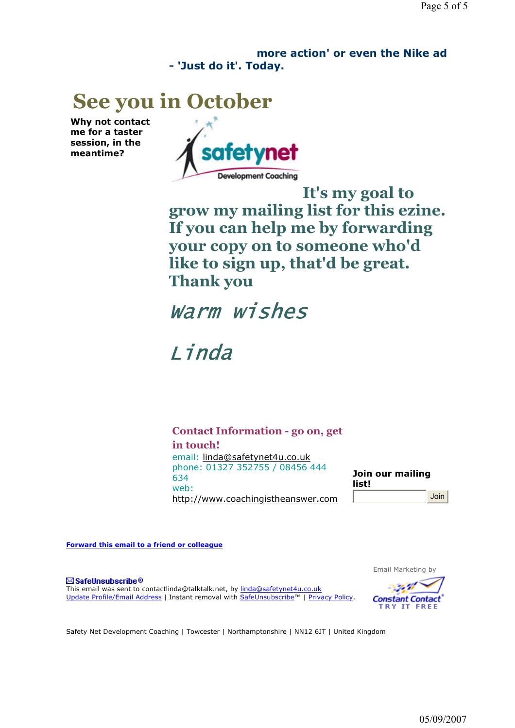**more action' or even the Nike ad - 'Just do it'. Today.**

# See you in October

**Why not contact me for a taster session, in the meantime?**

safetynet
Development Coaching

## It's my goal to grow my mailing list for this ezine. If you can help me by forwarding your copy on to someone who'd like to sign up, that'd be great. Thank you

*Warm wishes*

*Linda*

### Contact Information - go on, get in touch!

email: linda@safetynet4u.co.uk
phone: 01327 352755 / 08456 444 634
web: http://www.coachingistheanswer.com

**Join our mailing list!**

Join

**Forward this email to a friend or colleague**

**SafeUnsubscribe®**
This email was sent to contactlinda@talktalk.net, by linda@safetynet4u.co.uk
Update Profile/Email Address | Instant removal with SafeUnsubscribe™ | Privacy Policy.

Email Marketing by
Constant Contact
TRY IT FREE

Safety Net Development Coaching | Towcester | Northamptonshire | NN12 6JT | United Kingdom

05/09/2007